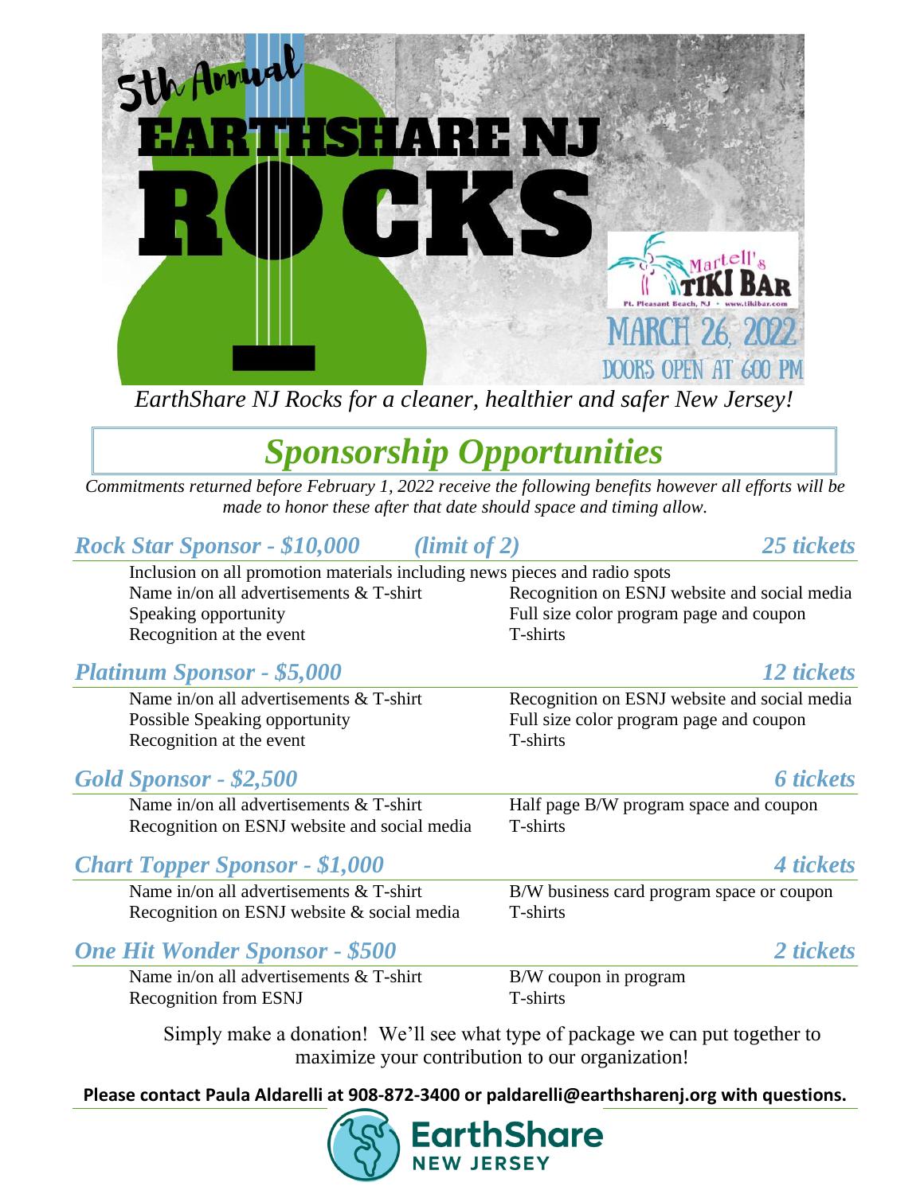# 5th Annual EarthShare NJ ROCKS

Martell's Tiki Bar
Pt. Pleasant Beach, NJ • www.tikibar.com

MARCH 26, 2022
DOORS OPEN AT 6:00 PM

*EarthShare NJ Rocks for a cleaner, healthier and safer New Jersey!*

## *Sponsorship Opportunities*

*Commitments returned before February 1, 2022 receive the following benefits however all efforts will be made to honor these after that date should space and timing allow.*

### *Rock Star Sponsor - $10,000 (limit of 2) — 25 tickets*

- Inclusion on all promotion materials including news pieces and radio spots
- Name in/on all advertisements & T-shirt
- Speaking opportunity
- Recognition at the event
- Recognition on ESNJ website and social media
- Full size color program page and coupon
- T-shirts

### *Platinum Sponsor - $5,000 — 12 tickets*

- Name in/on all advertisements & T-shirt
- Possible Speaking opportunity
- Recognition at the event
- Recognition on ESNJ website and social media
- Full size color program page and coupon
- T-shirts

### *Gold Sponsor - $2,500 — 6 tickets*

- Name in/on all advertisements & T-shirt
- Recognition on ESNJ website and social media
- Half page B/W program space and coupon
- T-shirts

### *Chart Topper Sponsor - $1,000 — 4 tickets*

- Name in/on all advertisements & T-shirt
- Recognition on ESNJ website & social media
- B/W business card program space or coupon
- T-shirts

### *One Hit Wonder Sponsor - $500 — 2 tickets*

- Name in/on all advertisements & T-shirt
- Recognition from ESNJ
- B/W coupon in program
- T-shirts

Simply make a donation! We'll see what type of package we can put together to maximize your contribution to our organization!

**Please contact Paula Aldarelli at 908-872-3400 or paldarelli@earthsharenj.org with questions.**

EarthShare NEW JERSEY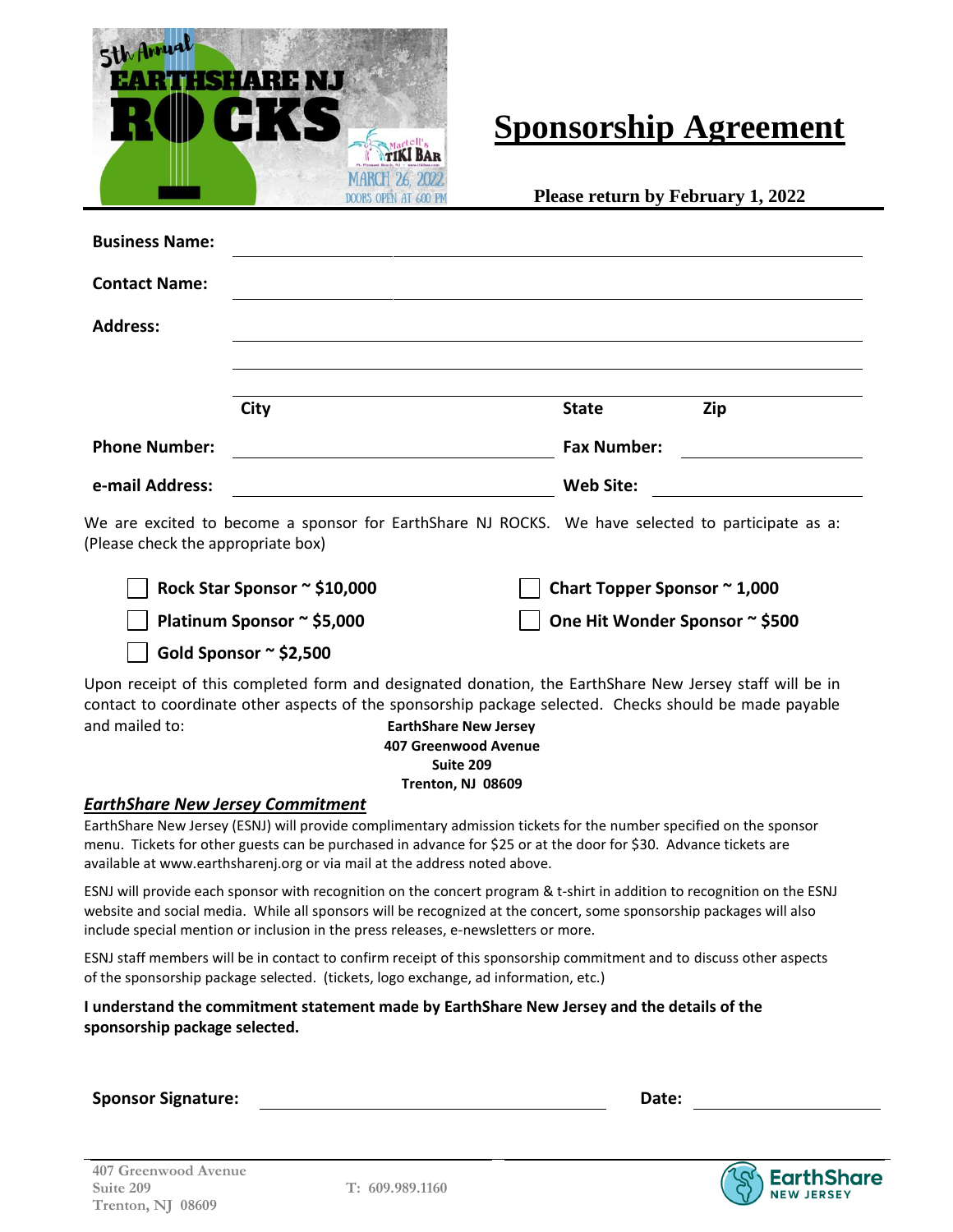5th Annual
EARTHSHARE NJ ROCKS
Martell's TIKI BAR
MARCH 26, 2022
DOORS OPEN AT 6:00 PM

# Sponsorship Agreement

**Please return by February 1, 2022**

**Business Name:** ______________________________

**Contact Name:** ______________________________

**Address:** ______________________________

______________________________

**City** ____________ **State** ____________ **Zip** ____________

**Phone Number:** ______________ **Fax Number:** ______________

**e-mail Address:** ______________ **Web Site:** ______________

We are excited to become a sponsor for EarthShare NJ ROCKS. We have selected to participate as a: (Please check the appropriate box)

- ☐ **Rock Star Sponsor ~ $10,000**
- ☐ **Platinum Sponsor ~ $5,000**
- ☐ **Gold Sponsor ~ $2,500**
- ☐ **Chart Topper Sponsor ~ 1,000**
- ☐ **One Hit Wonder Sponsor ~ $500**

Upon receipt of this completed form and designated donation, the EarthShare New Jersey staff will be in contact to coordinate other aspects of the sponsorship package selected. Checks should be made payable and mailed to:

**EarthShare New Jersey**
**407 Greenwood Avenue**
**Suite 209**
**Trenton, NJ 08609**

## ***EarthShare New Jersey Commitment***

EarthShare New Jersey (ESNJ) will provide complimentary admission tickets for the number specified on the sponsor menu. Tickets for other guests can be purchased in advance for $25 or at the door for $30. Advance tickets are available at www.earthsharenj.org or via mail at the address noted above.

ESNJ will provide each sponsor with recognition on the concert program & t-shirt in addition to recognition on the ESNJ website and social media. While all sponsors will be recognized at the concert, some sponsorship packages will also include special mention or inclusion in the press releases, e-newsletters or more.

ESNJ staff members will be in contact to confirm receipt of this sponsorship commitment and to discuss other aspects of the sponsorship package selected. (tickets, logo exchange, ad information, etc.)

**I understand the commitment statement made by EarthShare New Jersey and the details of the sponsorship package selected.**

**Sponsor Signature:** ______________________________ **Date:** ______________

407 Greenwood Avenue
Suite 209
Trenton, NJ 08609

T: 609.989.1160

EarthShare NEW JERSEY